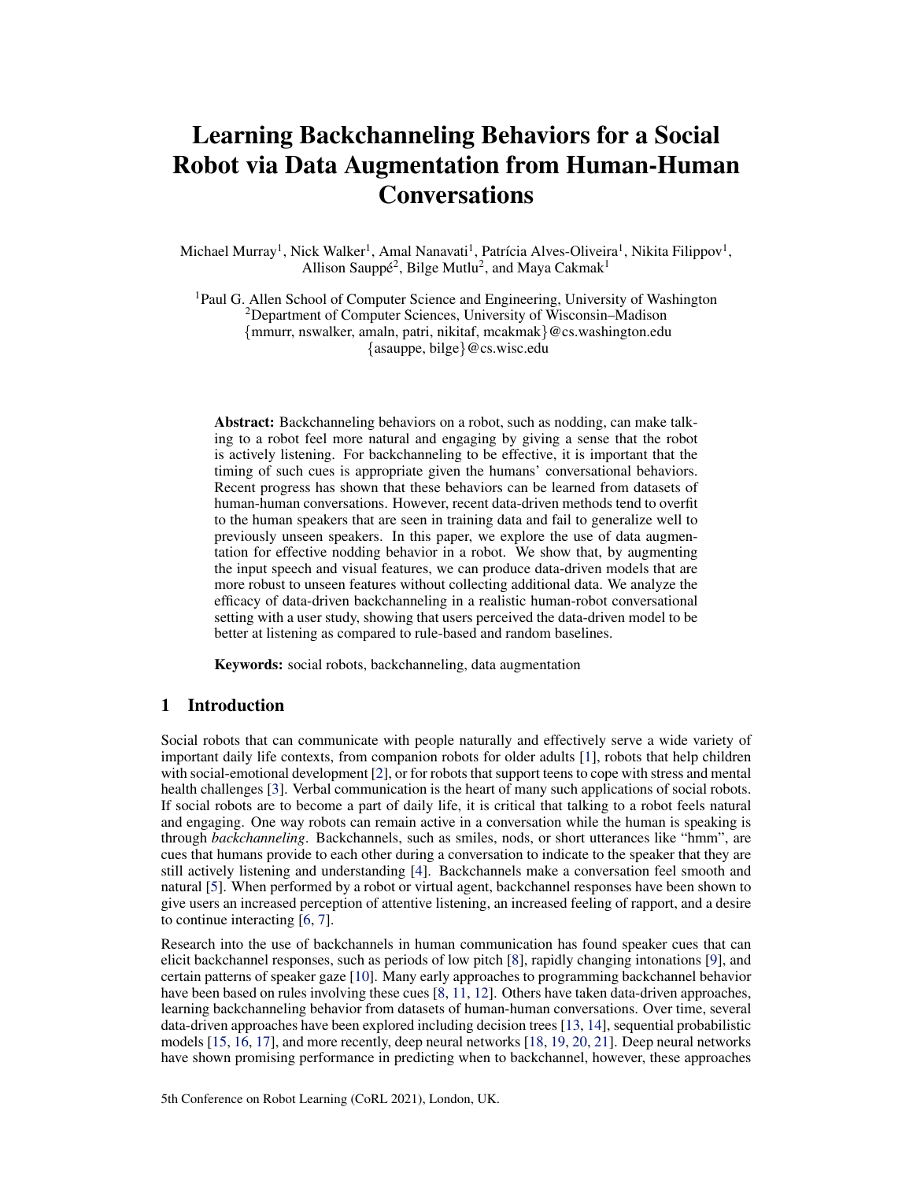# Learning Backchanneling Behaviors for a Social Robot via Data Augmentation from Human-Human Conversations

Michael Murray[1], Nick Walker[1], Amal Nanavati[1], Patrícia Alves-Oliveira[1], Nikita Filippov[1], Allison Sauppé[2], Bilge Mutlu[2], and Maya Cakmak[1]

[1]Paul G. Allen School of Computer Science and Engineering, University of Washington
[2]Department of Computer Sciences, University of Wisconsin–Madison
{mmurr, nswalker, amaln, patri, nikitaf, mcakmak}@cs.washington.edu
{asauppe, bilge}@cs.wisc.edu

**Abstract:** Backchanneling behaviors on a robot, such as nodding, can make talking to a robot feel more natural and engaging by giving a sense that the robot is actively listening. For backchanneling to be effective, it is important that the timing of such cues is appropriate given the humans' conversational behaviors. Recent progress has shown that these behaviors can be learned from datasets of human-human conversations. However, recent data-driven methods tend to overfit to the human speakers that are seen in training data and fail to generalize well to previously unseen speakers. In this paper, we explore the use of data augmentation for effective nodding behavior in a robot. We show that, by augmenting the input speech and visual features, we can produce data-driven models that are more robust to unseen features without collecting additional data. We analyze the efficacy of data-driven backchanneling in a realistic human-robot conversational setting with a user study, showing that users perceived the data-driven model to be better at listening as compared to rule-based and random baselines.

**Keywords:** social robots, backchanneling, data augmentation

## 1 Introduction

Social robots that can communicate with people naturally and effectively serve a wide variety of important daily life contexts, from companion robots for older adults [1], robots that help children with social-emotional development [2], or for robots that support teens to cope with stress and mental health challenges [3]. Verbal communication is the heart of many such applications of social robots. If social robots are to become a part of daily life, it is critical that talking to a robot feels natural and engaging. One way robots can remain active in a conversation while the human is speaking is through *backchanneling*. Backchannels, such as smiles, nods, or short utterances like "hmm", are cues that humans provide to each other during a conversation to indicate to the speaker that they are still actively listening and understanding [4]. Backchannels make a conversation feel smooth and natural [5]. When performed by a robot or virtual agent, backchannel responses have been shown to give users an increased perception of attentive listening, an increased feeling of rapport, and a desire to continue interacting [6, 7].

Research into the use of backchannels in human communication has found speaker cues that can elicit backchannel responses, such as periods of low pitch [8], rapidly changing intonations [9], and certain patterns of speaker gaze [10]. Many early approaches to programming backchannel behavior have been based on rules involving these cues [8, 11, 12]. Others have taken data-driven approaches, learning backchanneling behavior from datasets of human-human conversations. Over time, several data-driven approaches have been explored including decision trees [13, 14], sequential probabilistic models [15, 16, 17], and more recently, deep neural networks [18, 19, 20, 21]. Deep neural networks have shown promising performance in predicting when to backchannel, however, these approaches

5th Conference on Robot Learning (CoRL 2021), London, UK.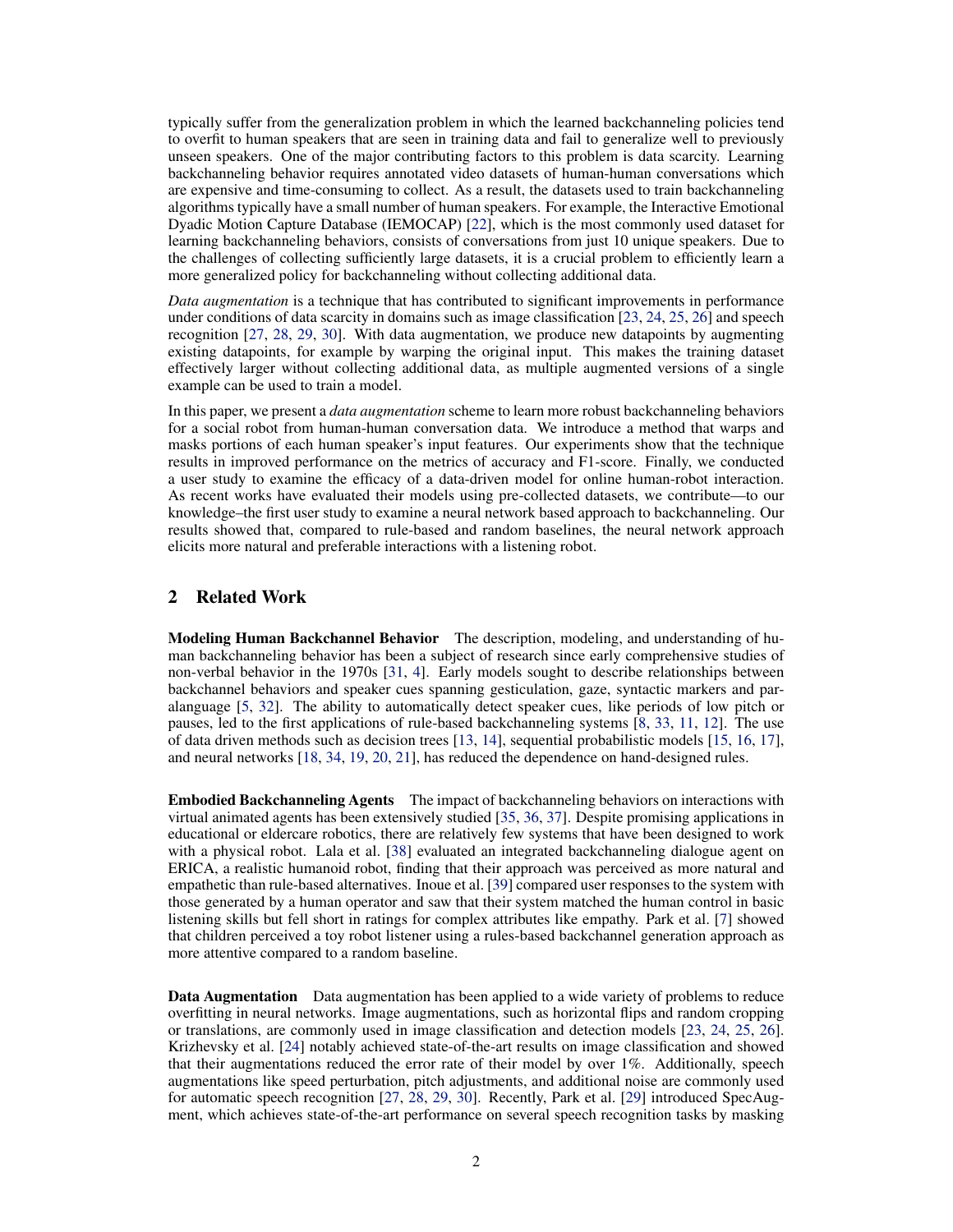typically suffer from the generalization problem in which the learned backchanneling policies tend to overfit to human speakers that are seen in training data and fail to generalize well to previously unseen speakers. One of the major contributing factors to this problem is data scarcity. Learning backchanneling behavior requires annotated video datasets of human-human conversations which are expensive and time-consuming to collect. As a result, the datasets used to train backchanneling algorithms typically have a small number of human speakers. For example, the Interactive Emotional Dyadic Motion Capture Database (IEMOCAP) [22], which is the most commonly used dataset for learning backchanneling behaviors, consists of conversations from just 10 unique speakers. Due to the challenges of collecting sufficiently large datasets, it is a crucial problem to efficiently learn a more generalized policy for backchanneling without collecting additional data.

*Data augmentation* is a technique that has contributed to significant improvements in performance under conditions of data scarcity in domains such as image classification [23, 24, 25, 26] and speech recognition [27, 28, 29, 30]. With data augmentation, we produce new datapoints by augmenting existing datapoints, for example by warping the original input. This makes the training dataset effectively larger without collecting additional data, as multiple augmented versions of a single example can be used to train a model.

In this paper, we present a *data augmentation* scheme to learn more robust backchanneling behaviors for a social robot from human-human conversation data. We introduce a method that warps and masks portions of each human speaker's input features. Our experiments show that the technique results in improved performance on the metrics of accuracy and F1-score. Finally, we conducted a user study to examine the efficacy of a data-driven model for online human-robot interaction. As recent works have evaluated their models using pre-collected datasets, we contribute—to our knowledge–the first user study to examine a neural network based approach to backchanneling. Our results showed that, compared to rule-based and random baselines, the neural network approach elicits more natural and preferable interactions with a listening robot.

## 2 Related Work

**Modeling Human Backchannel Behavior** The description, modeling, and understanding of human backchanneling behavior has been a subject of research since early comprehensive studies of non-verbal behavior in the 1970s [31, 4]. Early models sought to describe relationships between backchannel behaviors and speaker cues spanning gesticulation, gaze, syntactic markers and paralanguage [5, 32]. The ability to automatically detect speaker cues, like periods of low pitch or pauses, led to the first applications of rule-based backchanneling systems [8, 33, 11, 12]. The use of data driven methods such as decision trees [13, 14], sequential probabilistic models [15, 16, 17], and neural networks [18, 34, 19, 20, 21], has reduced the dependence on hand-designed rules.

**Embodied Backchanneling Agents** The impact of backchanneling behaviors on interactions with virtual animated agents has been extensively studied [35, 36, 37]. Despite promising applications in educational or eldercare robotics, there are relatively few systems that have been designed to work with a physical robot. Lala et al. [38] evaluated an integrated backchanneling dialogue agent on ERICA, a realistic humanoid robot, finding that their approach was perceived as more natural and empathetic than rule-based alternatives. Inoue et al. [39] compared user responses to the system with those generated by a human operator and saw that their system matched the human control in basic listening skills but fell short in ratings for complex attributes like empathy. Park et al. [7] showed that children perceived a toy robot listener using a rules-based backchannel generation approach as more attentive compared to a random baseline.

**Data Augmentation** Data augmentation has been applied to a wide variety of problems to reduce overfitting in neural networks. Image augmentations, such as horizontal flips and random cropping or translations, are commonly used in image classification and detection models [23, 24, 25, 26]. Krizhevsky et al. [24] notably achieved state-of-the-art results on image classification and showed that their augmentations reduced the error rate of their model by over 1%. Additionally, speech augmentations like speed perturbation, pitch adjustments, and additional noise are commonly used for automatic speech recognition [27, 28, 29, 30]. Recently, Park et al. [29] introduced SpecAugment, which achieves state-of-the-art performance on several speech recognition tasks by masking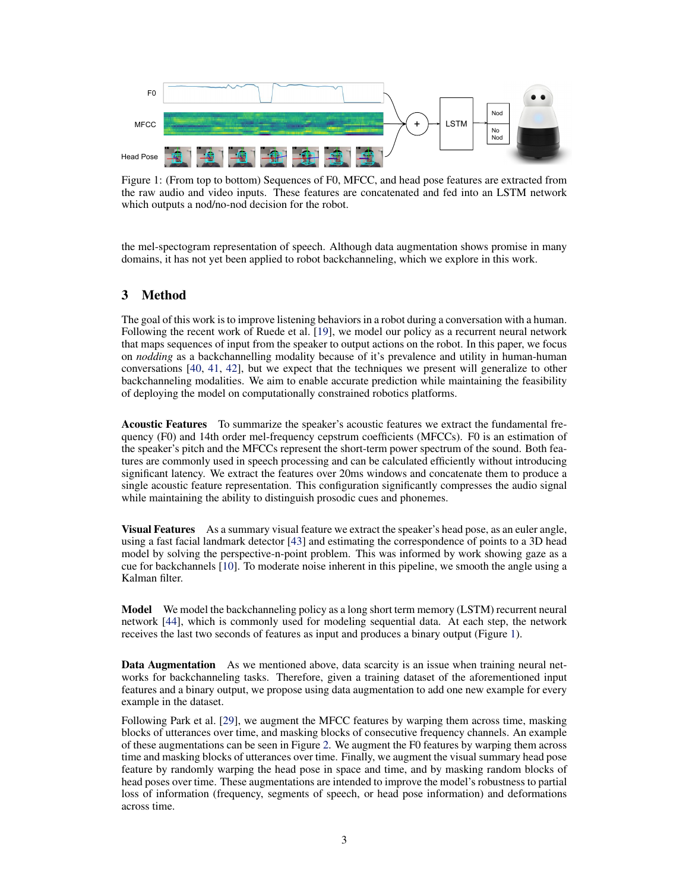Figure 1: (From top to bottom) Sequences of F0, MFCC, and head pose features are extracted from the raw audio and video inputs. These features are concatenated and fed into an LSTM network which outputs a nod/no-nod decision for the robot.

the mel-spectogram representation of speech. Although data augmentation shows promise in many domains, it has not yet been applied to robot backchanneling, which we explore in this work.

## 3 Method

The goal of this work is to improve listening behaviors in a robot during a conversation with a human. Following the recent work of Ruede et al. [19], we model our policy as a recurrent neural network that maps sequences of input from the speaker to output actions on the robot. In this paper, we focus on *nodding* as a backchannelling modality because of it's prevalence and utility in human-human conversations [40, 41, 42], but we expect that the techniques we present will generalize to other backchanneling modalities. We aim to enable accurate prediction while maintaining the feasibility of deploying the model on computationally constrained robotics platforms.

**Acoustic Features** To summarize the speaker's acoustic features we extract the fundamental frequency (F0) and 14th order mel-frequency cepstrum coefficients (MFCCs). F0 is an estimation of the speaker's pitch and the MFCCs represent the short-term power spectrum of the sound. Both features are commonly used in speech processing and can be calculated efficiently without introducing significant latency. We extract the features over 20ms windows and concatenate them to produce a single acoustic feature representation. This configuration significantly compresses the audio signal while maintaining the ability to distinguish prosodic cues and phonemes.

**Visual Features** As a summary visual feature we extract the speaker's head pose, as an euler angle, using a fast facial landmark detector [43] and estimating the correspondence of points to a 3D head model by solving the perspective-n-point problem. This was informed by work showing gaze as a cue for backchannels [10]. To moderate noise inherent in this pipeline, we smooth the angle using a Kalman filter.

**Model** We model the backchanneling policy as a long short term memory (LSTM) recurrent neural network [44], which is commonly used for modeling sequential data. At each step, the network receives the last two seconds of features as input and produces a binary output (Figure 1).

**Data Augmentation** As we mentioned above, data scarcity is an issue when training neural networks for backchanneling tasks. Therefore, given a training dataset of the aforementioned input features and a binary output, we propose using data augmentation to add one new example for every example in the dataset.

Following Park et al. [29], we augment the MFCC features by warping them across time, masking blocks of utterances over time, and masking blocks of consecutive frequency channels. An example of these augmentations can be seen in Figure 2. We augment the F0 features by warping them across time and masking blocks of utterances over time. Finally, we augment the visual summary head pose feature by randomly warping the head pose in space and time, and by masking random blocks of head poses over time. These augmentations are intended to improve the model's robustness to partial loss of information (frequency, segments of speech, or head pose information) and deformations across time.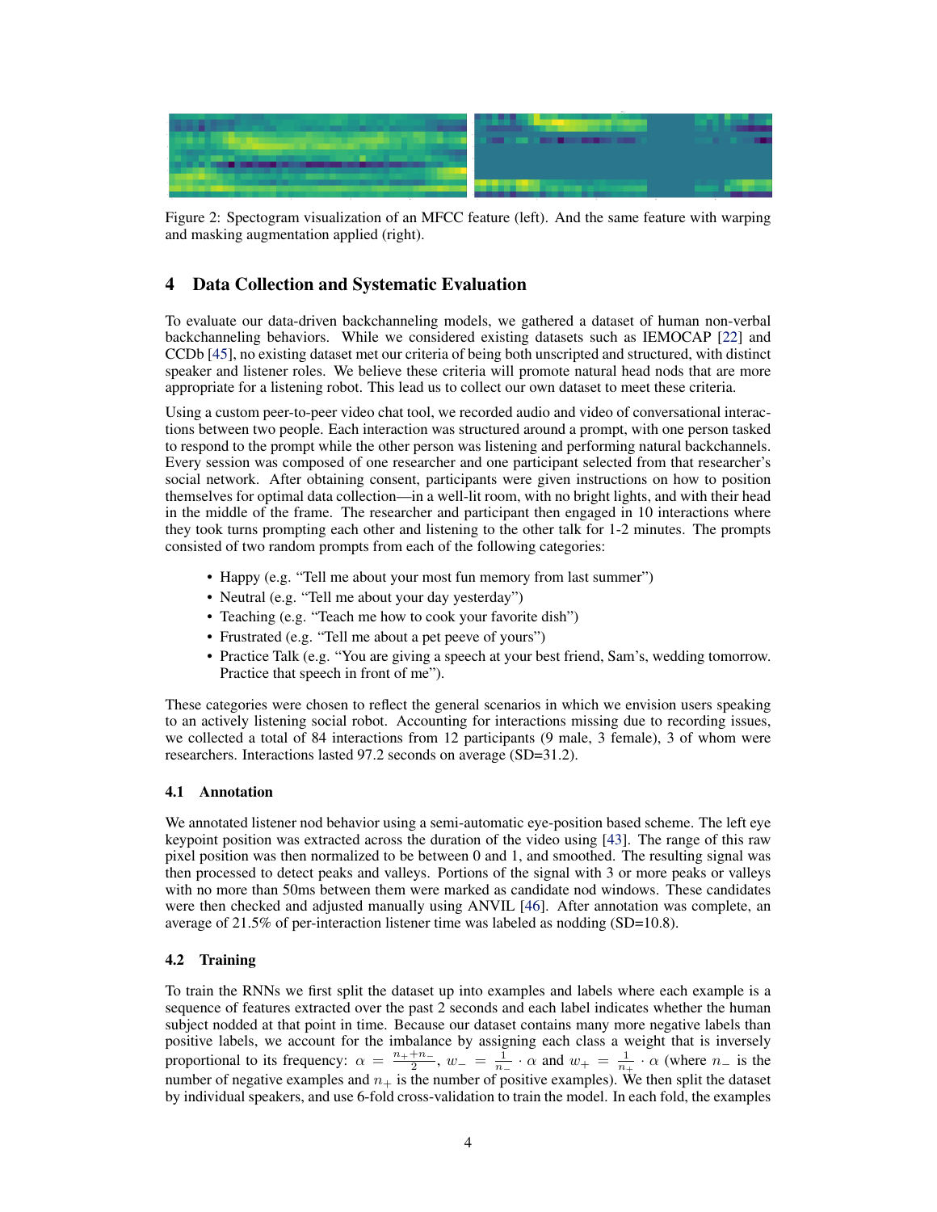Figure 2: Spectogram visualization of an MFCC feature (left). And the same feature with warping and masking augmentation applied (right).

## 4 Data Collection and Systematic Evaluation

To evaluate our data-driven backchanneling models, we gathered a dataset of human non-verbal backchanneling behaviors. While we considered existing datasets such as IEMOCAP [22] and CCDb [45], no existing dataset met our criteria of being both unscripted and structured, with distinct speaker and listener roles. We believe these criteria will promote natural head nods that are more appropriate for a listening robot. This lead us to collect our own dataset to meet these criteria.

Using a custom peer-to-peer video chat tool, we recorded audio and video of conversational interactions between two people. Each interaction was structured around a prompt, with one person tasked to respond to the prompt while the other person was listening and performing natural backchannels. Every session was composed of one researcher and one participant selected from that researcher's social network. After obtaining consent, participants were given instructions on how to position themselves for optimal data collection—in a well-lit room, with no bright lights, and with their head in the middle of the frame. The researcher and participant then engaged in 10 interactions where they took turns prompting each other and listening to the other talk for 1-2 minutes. The prompts consisted of two random prompts from each of the following categories:

- Happy (e.g. "Tell me about your most fun memory from last summer")
- Neutral (e.g. "Tell me about your day yesterday")
- Teaching (e.g. "Teach me how to cook your favorite dish")
- Frustrated (e.g. "Tell me about a pet peeve of yours")
- Practice Talk (e.g. "You are giving a speech at your best friend, Sam's, wedding tomorrow. Practice that speech in front of me").

These categories were chosen to reflect the general scenarios in which we envision users speaking to an actively listening social robot. Accounting for interactions missing due to recording issues, we collected a total of 84 interactions from 12 participants (9 male, 3 female), 3 of whom were researchers. Interactions lasted 97.2 seconds on average (SD=31.2).

### 4.1 Annotation

We annotated listener nod behavior using a semi-automatic eye-position based scheme. The left eye keypoint position was extracted across the duration of the video using [43]. The range of this raw pixel position was then normalized to be between 0 and 1, and smoothed. The resulting signal was then processed to detect peaks and valleys. Portions of the signal with 3 or more peaks or valleys with no more than 50ms between them were marked as candidate nod windows. These candidates were then checked and adjusted manually using ANVIL [46]. After annotation was complete, an average of 21.5% of per-interaction listener time was labeled as nodding (SD=10.8).

### 4.2 Training

To train the RNNs we first split the dataset up into examples and labels where each example is a sequence of features extracted over the past 2 seconds and each label indicates whether the human subject nodded at that point in time. Because our dataset contains many more negative labels than positive labels, we account for the imbalance by assigning each class a weight that is inversely proportional to its frequency: $\alpha = \frac{n_+ + n_-}{2}$, $w_- = \frac{1}{n_-} \cdot \alpha$ and $w_+ = \frac{1}{n_+} \cdot \alpha$ (where $n_-$ is the number of negative examples and $n_+$ is the number of positive examples). We then split the dataset by individual speakers, and use 6-fold cross-validation to train the model. In each fold, the examples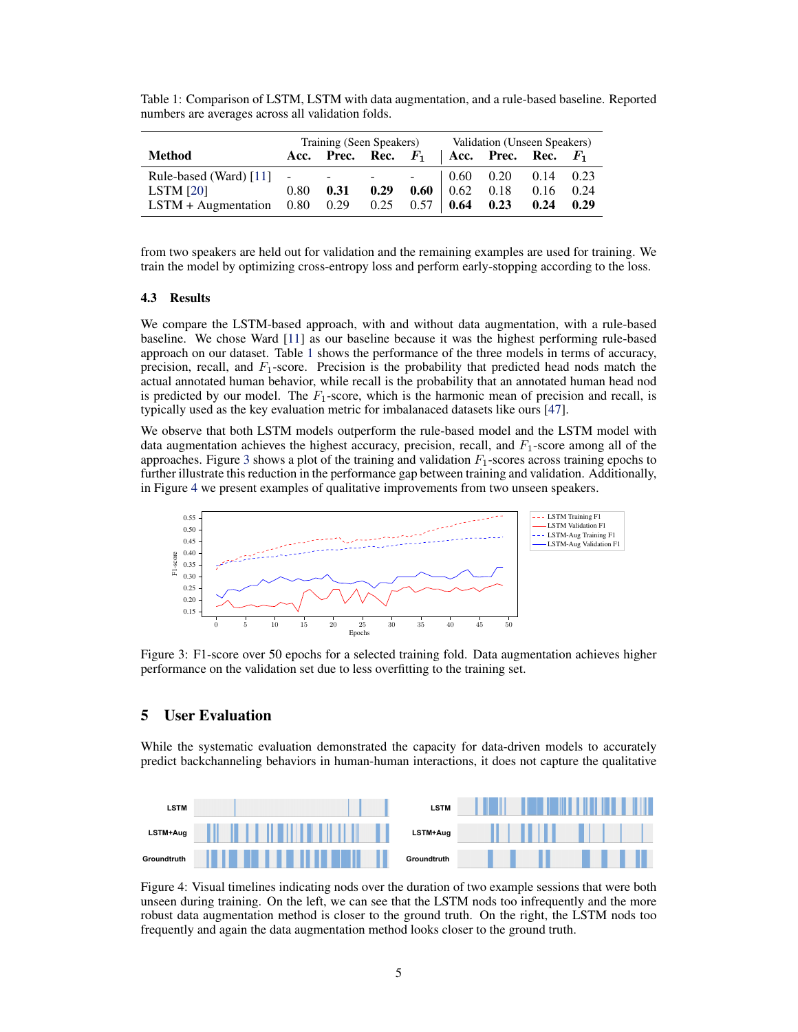Table 1: Comparison of LSTM, LSTM with data augmentation, and a rule-based baseline. Reported numbers are averages across all validation folds.

| Method | Training (Seen Speakers) | | | | Validation (Unseen Speakers) | | | |
|---|---|---|---|---|---|---|---|---|
| | Acc. | Prec. | Rec. | $F_1$ | Acc. | Prec. | Rec. | $F_1$ |
| Rule-based (Ward) [11] | - | - | - | - | 0.60 | 0.20 | 0.14 | 0.23 |
| LSTM [20] | 0.80 | **0.31** | **0.29** | **0.60** | 0.62 | 0.18 | 0.16 | 0.24 |
| LSTM + Augmentation | 0.80 | 0.29 | 0.25 | 0.57 | **0.64** | **0.23** | **0.24** | **0.29** |

from two speakers are held out for validation and the remaining examples are used for training. We train the model by optimizing cross-entropy loss and perform early-stopping according to the loss.

### 4.3 Results

We compare the LSTM-based approach, with and without data augmentation, with a rule-based baseline. We chose Ward [11] as our baseline because it was the highest performing rule-based approach on our dataset. Table 1 shows the performance of the three models in terms of accuracy, precision, recall, and $F_1$-score. Precision is the probability that predicted head nods match the actual annotated human behavior, while recall is the probability that an annotated human head nod is predicted by our model. The $F_1$-score, which is the harmonic mean of precision and recall, is typically used as the key evaluation metric for imbalanaced datasets like ours [47].

We observe that both LSTM models outperform the rule-based model and the LSTM model with data augmentation achieves the highest accuracy, precision, recall, and $F_1$-score among all of the approaches. Figure 3 shows a plot of the training and validation $F_1$-scores across training epochs to further illustrate this reduction in the performance gap between training and validation. Additionally, in Figure 4 we present examples of qualitative improvements from two unseen speakers.

Figure 3: F1-score over 50 epochs for a selected training fold. Data augmentation achieves higher performance on the validation set due to less overfitting to the training set.

## 5 User Evaluation

While the systematic evaluation demonstrated the capacity for data-driven models to accurately predict backchanneling behaviors in human-human interactions, it does not capture the qualitative

Figure 4: Visual timelines indicating nods over the duration of two example sessions that were both unseen during training. On the left, we can see that the LSTM nods too infrequently and the more robust data augmentation method is closer to the ground truth. On the right, the LSTM nods too frequently and again the data augmentation method looks closer to the ground truth.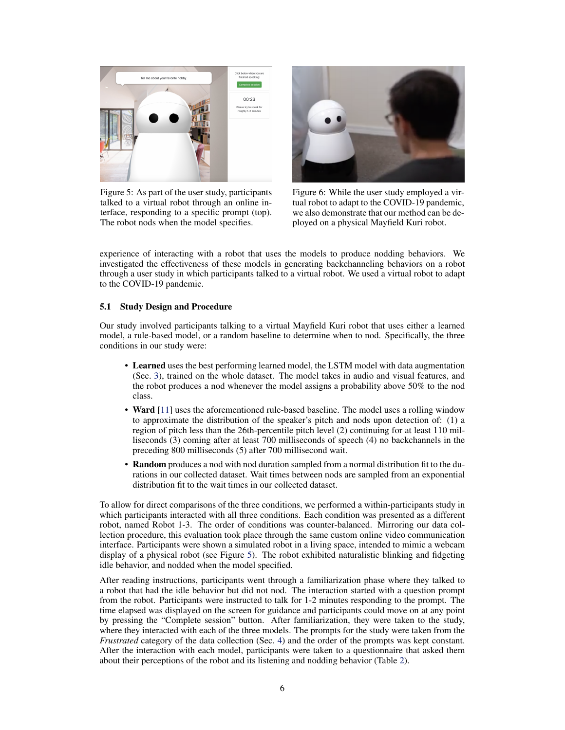Figure 5: As part of the user study, participants talked to a virtual robot through an online interface, responding to a specific prompt (top). The robot nods when the model specifies.

Figure 6: While the user study employed a virtual robot to adapt to the COVID-19 pandemic, we also demonstrate that our method can be deployed on a physical Mayfield Kuri robot.

experience of interacting with a robot that uses the models to produce nodding behaviors. We investigated the effectiveness of these models in generating backchanneling behaviors on a robot through a user study in which participants talked to a virtual robot. We used a virtual robot to adapt to the COVID-19 pandemic.

### 5.1 Study Design and Procedure

Our study involved participants talking to a virtual Mayfield Kuri robot that uses either a learned model, a rule-based model, or a random baseline to determine when to nod. Specifically, the three conditions in our study were:

- **Learned** uses the best performing learned model, the LSTM model with data augmentation (Sec. 3), trained on the whole dataset. The model takes in audio and visual features, and the robot produces a nod whenever the model assigns a probability above 50% to the nod class.
- **Ward** [11] uses the aforementioned rule-based baseline. The model uses a rolling window to approximate the distribution of the speaker's pitch and nods upon detection of: (1) a region of pitch less than the 26th-percentile pitch level (2) continuing for at least 110 milliseconds (3) coming after at least 700 milliseconds of speech (4) no backchannels in the preceding 800 milliseconds (5) after 700 millisecond wait.
- **Random** produces a nod with nod duration sampled from a normal distribution fit to the durations in our collected dataset. Wait times between nods are sampled from an exponential distribution fit to the wait times in our collected dataset.

To allow for direct comparisons of the three conditions, we performed a within-participants study in which participants interacted with all three conditions. Each condition was presented as a different robot, named Robot 1-3. The order of conditions was counter-balanced. Mirroring our data collection procedure, this evaluation took place through the same custom online video communication interface. Participants were shown a simulated robot in a living space, intended to mimic a webcam display of a physical robot (see Figure 5). The robot exhibited naturalistic blinking and fidgeting idle behavior, and nodded when the model specified.

After reading instructions, participants went through a familiarization phase where they talked to a robot that had the idle behavior but did not nod. The interaction started with a question prompt from the robot. Participants were instructed to talk for 1-2 minutes responding to the prompt. The time elapsed was displayed on the screen for guidance and participants could move on at any point by pressing the "Complete session" button. After familiarization, they were taken to the study, where they interacted with each of the three models. The prompts for the study were taken from the *Frustrated* category of the data collection (Sec. 4) and the order of the prompts was kept constant. After the interaction with each model, participants were taken to a questionnaire that asked them about their perceptions of the robot and its listening and nodding behavior (Table 2).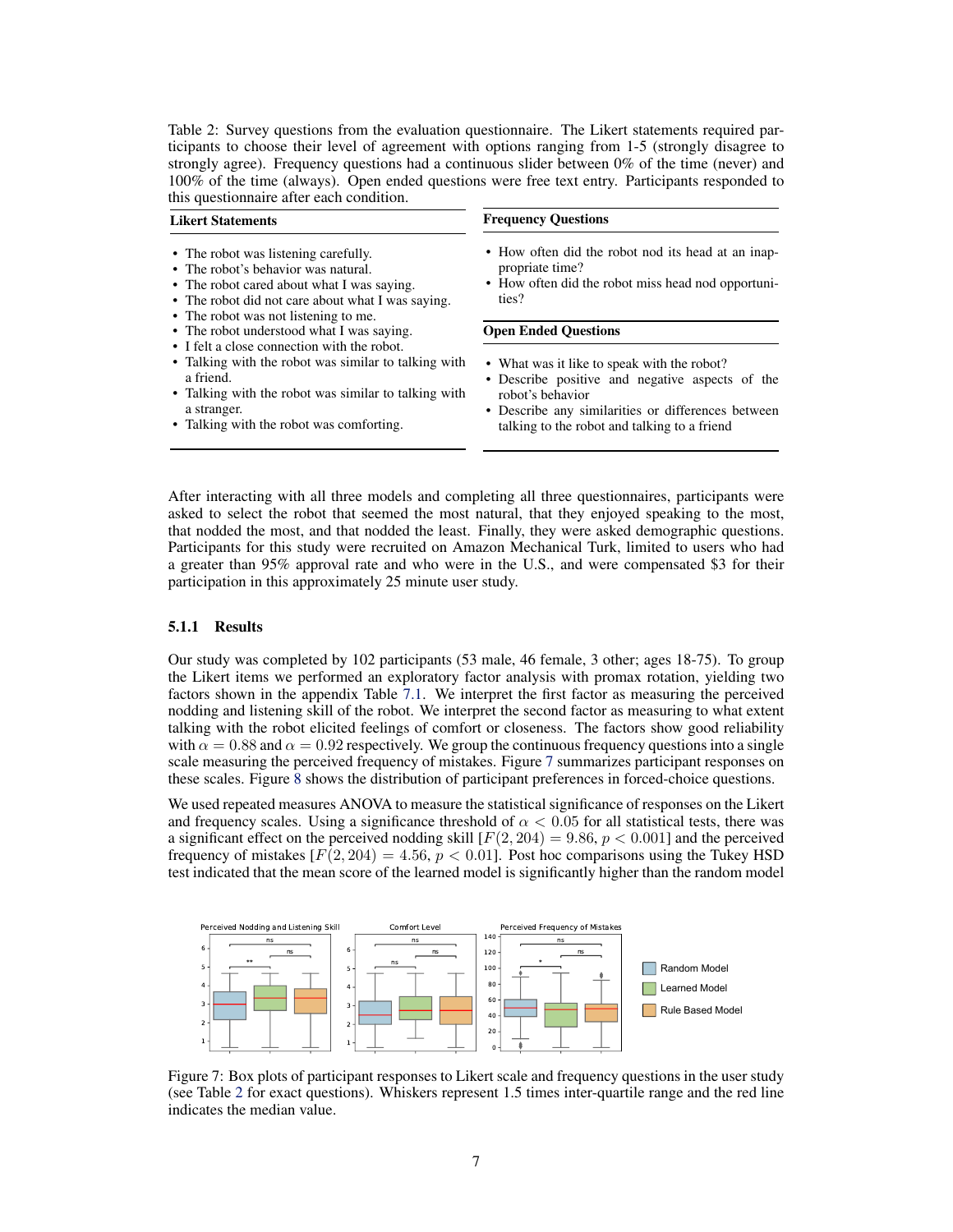Table 2: Survey questions from the evaluation questionnaire. The Likert statements required participants to choose their level of agreement with options ranging from 1-5 (strongly disagree to strongly agree). Frequency questions had a continuous slider between 0% of the time (never) and 100% of the time (always). Open ended questions were free text entry. Participants responded to this questionnaire after each condition.

**Likert Statements**

- The robot was listening carefully.
- The robot's behavior was natural.
- The robot cared about what I was saying.
- The robot did not care about what I was saying.
- The robot was not listening to me.
- The robot understood what I was saying.
- I felt a close connection with the robot.
- Talking with the robot was similar to talking with a friend.
- Talking with the robot was similar to talking with a stranger.
- Talking with the robot was comforting.

**Frequency Questions**

- How often did the robot nod its head at an inappropriate time?
- How often did the robot miss head nod opportunities?

**Open Ended Questions**

- What was it like to speak with the robot?
- Describe positive and negative aspects of the robot's behavior
- Describe any similarities or differences between talking to the robot and talking to a friend

After interacting with all three models and completing all three questionnaires, participants were asked to select the robot that seemed the most natural, that they enjoyed speaking to the most, that nodded the most, and that nodded the least. Finally, they were asked demographic questions. Participants for this study were recruited on Amazon Mechanical Turk, limited to users who had a greater than 95% approval rate and who were in the U.S., and were compensated \$3 for their participation in this approximately 25 minute user study.

### 5.1.1 Results

Our study was completed by 102 participants (53 male, 46 female, 3 other; ages 18-75). To group the Likert items we performed an exploratory factor analysis with promax rotation, yielding two factors shown in the appendix Table 7.1. We interpret the first factor as measuring the perceived nodding and listening skill of the robot. We interpret the second factor as measuring to what extent talking with the robot elicited feelings of comfort or closeness. The factors show good reliability with $\alpha = 0.88$ and $\alpha = 0.92$ respectively. We group the continuous frequency questions into a single scale measuring the perceived frequency of mistakes. Figure 7 summarizes participant responses on these scales. Figure 8 shows the distribution of participant preferences in forced-choice questions.

We used repeated measures ANOVA to measure the statistical significance of responses on the Likert and frequency scales. Using a significance threshold of $\alpha < 0.05$ for all statistical tests, there was a significant effect on the perceived nodding skill [$F(2, 204) = 9.86$, $p < 0.001$] and the perceived frequency of mistakes [$F(2, 204) = 4.56$, $p < 0.01$]. Post hoc comparisons using the Tukey HSD test indicated that the mean score of the learned model is significantly higher than the random model

Figure 7: Box plots of participant responses to Likert scale and frequency questions in the user study (see Table 2 for exact questions). Whiskers represent 1.5 times inter-quartile range and the red line indicates the median value.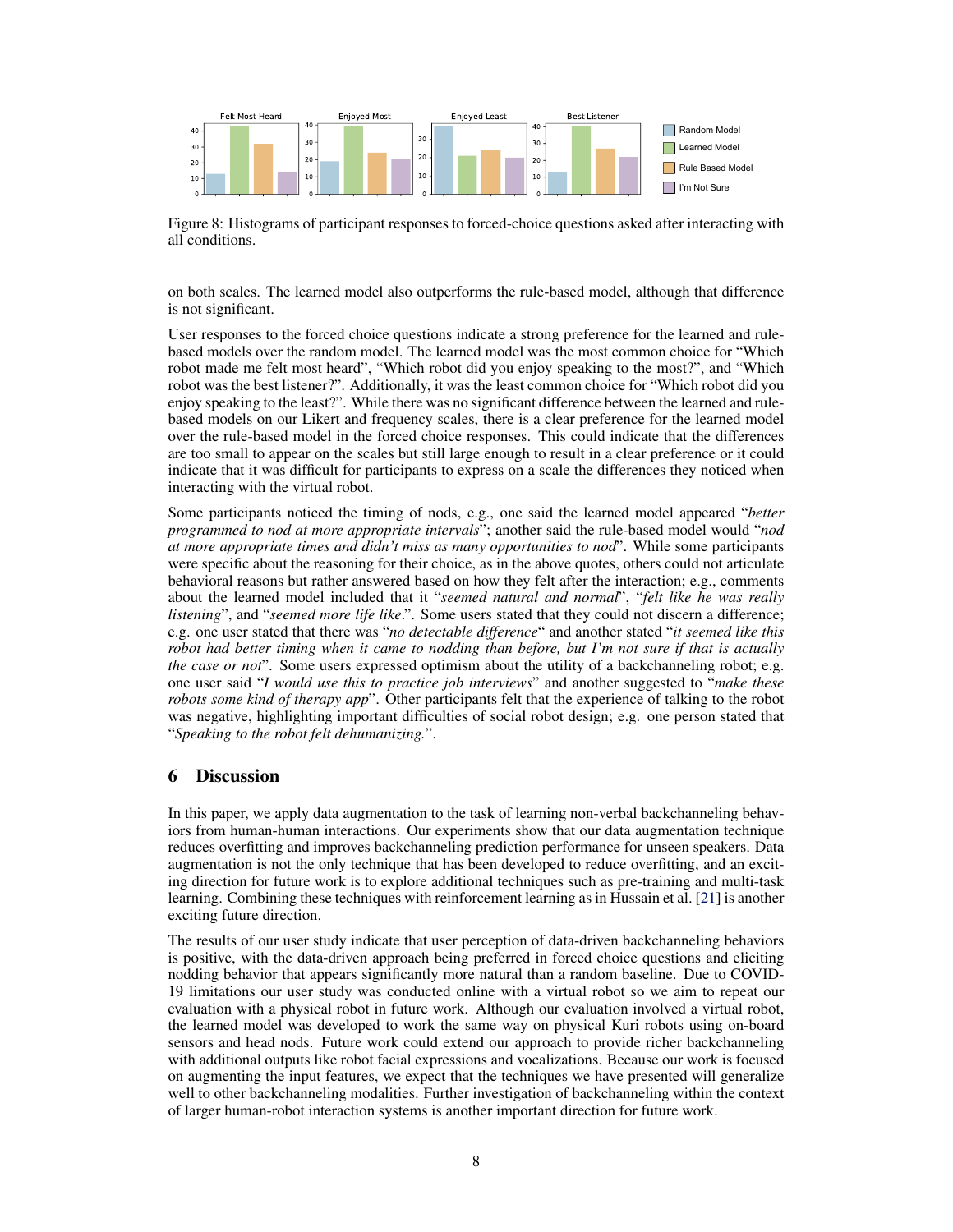Figure 8: Histograms of participant responses to forced-choice questions asked after interacting with all conditions.

on both scales. The learned model also outperforms the rule-based model, although that difference is not significant.

User responses to the forced choice questions indicate a strong preference for the learned and rule-based models over the random model. The learned model was the most common choice for "Which robot made me felt most heard", "Which robot did you enjoy speaking to the most?", and "Which robot was the best listener?". Additionally, it was the least common choice for "Which robot did you enjoy speaking to the least?". While there was no significant difference between the learned and rule-based models on our Likert and frequency scales, there is a clear preference for the learned model over the rule-based model in the forced choice responses. This could indicate that the differences are too small to appear on the scales but still large enough to result in a clear preference or it could indicate that it was difficult for participants to express on a scale the differences they noticed when interacting with the virtual robot.

Some participants noticed the timing of nods, e.g., one said the learned model appeared "*better programmed to nod at more appropriate intervals*"; another said the rule-based model would "*nod at more appropriate times and didn't miss as many opportunities to nod*". While some participants were specific about the reasoning for their choice, as in the above quotes, others could not articulate behavioral reasons but rather answered based on how they felt after the interaction; e.g., comments about the learned model included that it "*seemed natural and normal*", "*felt like he was really listening*", and "*seemed more life like*.". Some users stated that they could not discern a difference; e.g. one user stated that there was "*no detectable difference*" and another stated "*it seemed like this robot had better timing when it came to nodding than before, but I'm not sure if that is actually the case or not*". Some users expressed optimism about the utility of a backchanneling robot; e.g. one user said "*I would use this to practice job interviews*" and another suggested to "*make these robots some kind of therapy app*". Other participants felt that the experience of talking to the robot was negative, highlighting important difficulties of social robot design; e.g. one person stated that "*Speaking to the robot felt dehumanizing.*".

## 6 Discussion

In this paper, we apply data augmentation to the task of learning non-verbal backchanneling behaviors from human-human interactions. Our experiments show that our data augmentation technique reduces overfitting and improves backchanneling prediction performance for unseen speakers. Data augmentation is not the only technique that has been developed to reduce overfitting, and an exciting direction for future work is to explore additional techniques such as pre-training and multi-task learning. Combining these techniques with reinforcement learning as in Hussain et al. [21] is another exciting future direction.

The results of our user study indicate that user perception of data-driven backchanneling behaviors is positive, with the data-driven approach being preferred in forced choice questions and eliciting nodding behavior that appears significantly more natural than a random baseline. Due to COVID-19 limitations our user study was conducted online with a virtual robot so we aim to repeat our evaluation with a physical robot in future work. Although our evaluation involved a virtual robot, the learned model was developed to work the same way on physical Kuri robots using on-board sensors and head nods. Future work could extend our approach to provide richer backchanneling with additional outputs like robot facial expressions and vocalizations. Because our work is focused on augmenting the input features, we expect that the techniques we have presented will generalize well to other backchanneling modalities. Further investigation of backchanneling within the context of larger human-robot interaction systems is another important direction for future work.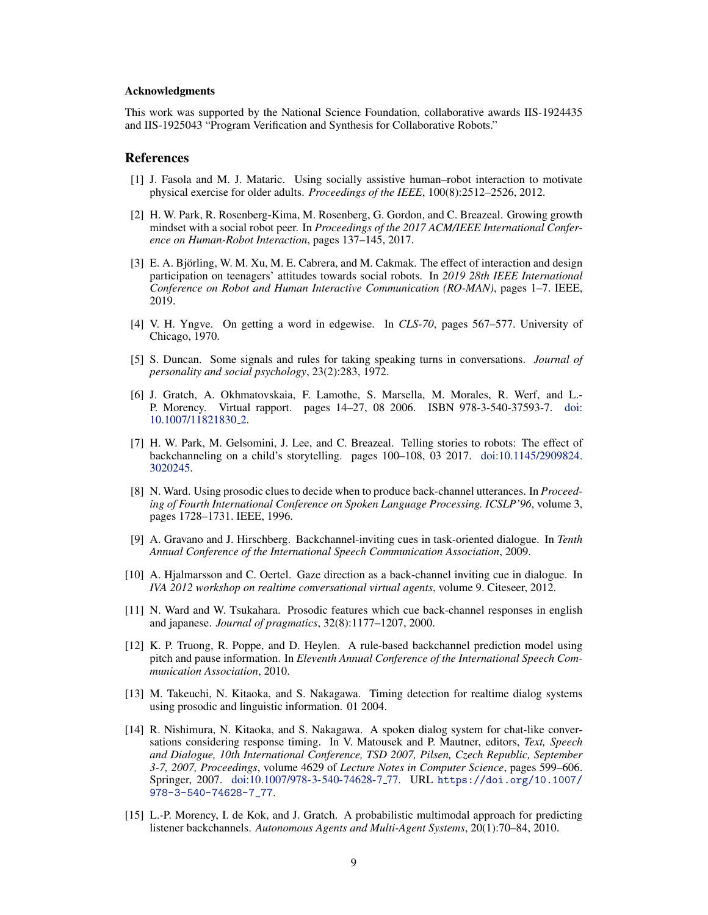#### Acknowledgments

This work was supported by the National Science Foundation, collaborative awards IIS-1924435 and IIS-1925043 "Program Verification and Synthesis for Collaborative Robots."

## References

[1] J. Fasola and M. J. Mataric. Using socially assistive human–robot interaction to motivate physical exercise for older adults. *Proceedings of the IEEE*, 100(8):2512–2526, 2012.

[2] H. W. Park, R. Rosenberg-Kima, M. Rosenberg, G. Gordon, and C. Breazeal. Growing growth mindset with a social robot peer. In *Proceedings of the 2017 ACM/IEEE International Conference on Human-Robot Interaction*, pages 137–145, 2017.

[3] E. A. Björling, W. M. Xu, M. E. Cabrera, and M. Cakmak. The effect of interaction and design participation on teenagers' attitudes towards social robots. In *2019 28th IEEE International Conference on Robot and Human Interactive Communication (RO-MAN)*, pages 1–7. IEEE, 2019.

[4] V. H. Yngve. On getting a word in edgewise. In *CLS-70*, pages 567–577. University of Chicago, 1970.

[5] S. Duncan. Some signals and rules for taking speaking turns in conversations. *Journal of personality and social psychology*, 23(2):283, 1972.

[6] J. Gratch, A. Okhmatovskaia, F. Lamothe, S. Marsella, M. Morales, R. Werf, and L.-P. Morency. Virtual rapport. pages 14–27, 08 2006. ISBN 978-3-540-37593-7. doi:10.1007/11821830_2.

[7] H. W. Park, M. Gelsomini, J. Lee, and C. Breazeal. Telling stories to robots: The effect of backchanneling on a child's storytelling. pages 100–108, 03 2017. doi:10.1145/2909824.3020245.

[8] N. Ward. Using prosodic clues to decide when to produce back-channel utterances. In *Proceeding of Fourth International Conference on Spoken Language Processing. ICSLP'96*, volume 3, pages 1728–1731. IEEE, 1996.

[9] A. Gravano and J. Hirschberg. Backchannel-inviting cues in task-oriented dialogue. In *Tenth Annual Conference of the International Speech Communication Association*, 2009.

[10] A. Hjalmarsson and C. Oertel. Gaze direction as a back-channel inviting cue in dialogue. In *IVA 2012 workshop on realtime conversational virtual agents*, volume 9. Citeseer, 2012.

[11] N. Ward and W. Tsukahara. Prosodic features which cue back-channel responses in english and japanese. *Journal of pragmatics*, 32(8):1177–1207, 2000.

[12] K. P. Truong, R. Poppe, and D. Heylen. A rule-based backchannel prediction model using pitch and pause information. In *Eleventh Annual Conference of the International Speech Communication Association*, 2010.

[13] M. Takeuchi, N. Kitaoka, and S. Nakagawa. Timing detection for realtime dialog systems using prosodic and linguistic information. 01 2004.

[14] R. Nishimura, N. Kitaoka, and S. Nakagawa. A spoken dialog system for chat-like conversations considering response timing. In V. Matousek and P. Mautner, editors, *Text, Speech and Dialogue, 10th International Conference, TSD 2007, Pilsen, Czech Republic, September 3-7, 2007, Proceedings*, volume 4629 of *Lecture Notes in Computer Science*, pages 599–606. Springer, 2007. doi:10.1007/978-3-540-74628-7_77. URL https://doi.org/10.1007/978-3-540-74628-7_77.

[15] L.-P. Morency, I. de Kok, and J. Gratch. A probabilistic multimodal approach for predicting listener backchannels. *Autonomous Agents and Multi-Agent Systems*, 20(1):70–84, 2010.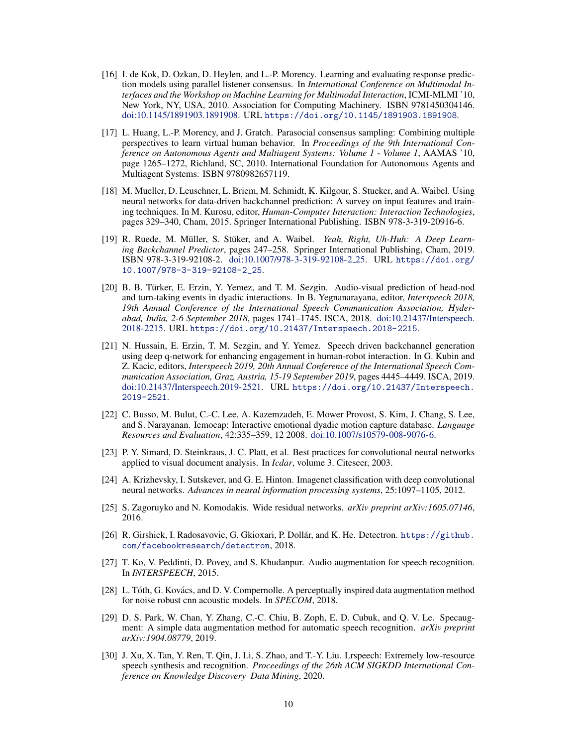[16] I. de Kok, D. Ozkan, D. Heylen, and L.-P. Morency. Learning and evaluating response prediction models using parallel listener consensus. In *International Conference on Multimodal Interfaces and the Workshop on Machine Learning for Multimodal Interaction*, ICMI-MLMI '10, New York, NY, USA, 2010. Association for Computing Machinery. ISBN 9781450304146. doi:10.1145/1891903.1891908. URL `https://doi.org/10.1145/1891903.1891908`.

[17] L. Huang, L.-P. Morency, and J. Gratch. Parasocial consensus sampling: Combining multiple perspectives to learn virtual human behavior. In *Proceedings of the 9th International Conference on Autonomous Agents and Multiagent Systems: Volume 1 - Volume 1*, AAMAS '10, page 1265–1272, Richland, SC, 2010. International Foundation for Autonomous Agents and Multiagent Systems. ISBN 9780982657119.

[18] M. Mueller, D. Leuschner, L. Briem, M. Schmidt, K. Kilgour, S. Stueker, and A. Waibel. Using neural networks for data-driven backchannel prediction: A survey on input features and training techniques. In M. Kurosu, editor, *Human-Computer Interaction: Interaction Technologies*, pages 329–340, Cham, 2015. Springer International Publishing. ISBN 978-3-319-20916-6.

[19] R. Ruede, M. Müller, S. Stüker, and A. Waibel. *Yeah, Right, Uh-Huh: A Deep Learning Backchannel Predictor*, pages 247–258. Springer International Publishing, Cham, 2019. ISBN 978-3-319-92108-2. doi:10.1007/978-3-319-92108-2_25. URL `https://doi.org/10.1007/978-3-319-92108-2_25`.

[20] B. B. Türker, E. Erzin, Y. Yemez, and T. M. Sezgin. Audio-visual prediction of head-nod and turn-taking events in dyadic interactions. In B. Yegnanarayana, editor, *Interspeech 2018, 19th Annual Conference of the International Speech Communication Association, Hyderabad, India, 2-6 September 2018*, pages 1741–1745. ISCA, 2018. doi:10.21437/Interspeech.2018-2215. URL `https://doi.org/10.21437/Interspeech.2018-2215`.

[21] N. Hussain, E. Erzin, T. M. Sezgin, and Y. Yemez. Speech driven backchannel generation using deep q-network for enhancing engagement in human-robot interaction. In G. Kubin and Z. Kacic, editors, *Interspeech 2019, 20th Annual Conference of the International Speech Communication Association, Graz, Austria, 15-19 September 2019*, pages 4445–4449. ISCA, 2019. doi:10.21437/Interspeech.2019-2521. URL `https://doi.org/10.21437/Interspeech.2019-2521`.

[22] C. Busso, M. Bulut, C.-C. Lee, A. Kazemzadeh, E. Mower Provost, S. Kim, J. Chang, S. Lee, and S. Narayanan. Iemocap: Interactive emotional dyadic motion capture database. *Language Resources and Evaluation*, 42:335–359, 12 2008. doi:10.1007/s10579-008-9076-6.

[23] P. Y. Simard, D. Steinkraus, J. C. Platt, et al. Best practices for convolutional neural networks applied to visual document analysis. In *Icdar*, volume 3. Citeseer, 2003.

[24] A. Krizhevsky, I. Sutskever, and G. E. Hinton. Imagenet classification with deep convolutional neural networks. *Advances in neural information processing systems*, 25:1097–1105, 2012.

[25] S. Zagoruyko and N. Komodakis. Wide residual networks. *arXiv preprint arXiv:1605.07146*, 2016.

[26] R. Girshick, I. Radosavovic, G. Gkioxari, P. Dollár, and K. He. Detectron. `https://github.com/facebookresearch/detectron`, 2018.

[27] T. Ko, V. Peddinti, D. Povey, and S. Khudanpur. Audio augmentation for speech recognition. In *INTERSPEECH*, 2015.

[28] L. Tóth, G. Kovács, and D. V. Compernolle. A perceptually inspired data augmentation method for noise robust cnn acoustic models. In *SPECOM*, 2018.

[29] D. S. Park, W. Chan, Y. Zhang, C.-C. Chiu, B. Zoph, E. D. Cubuk, and Q. V. Le. Specaugment: A simple data augmentation method for automatic speech recognition. *arXiv preprint arXiv:1904.08779*, 2019.

[30] J. Xu, X. Tan, Y. Ren, T. Qin, J. Li, S. Zhao, and T.-Y. Liu. Lrspeech: Extremely low-resource speech synthesis and recognition. *Proceedings of the 26th ACM SIGKDD International Conference on Knowledge Discovery Data Mining*, 2020.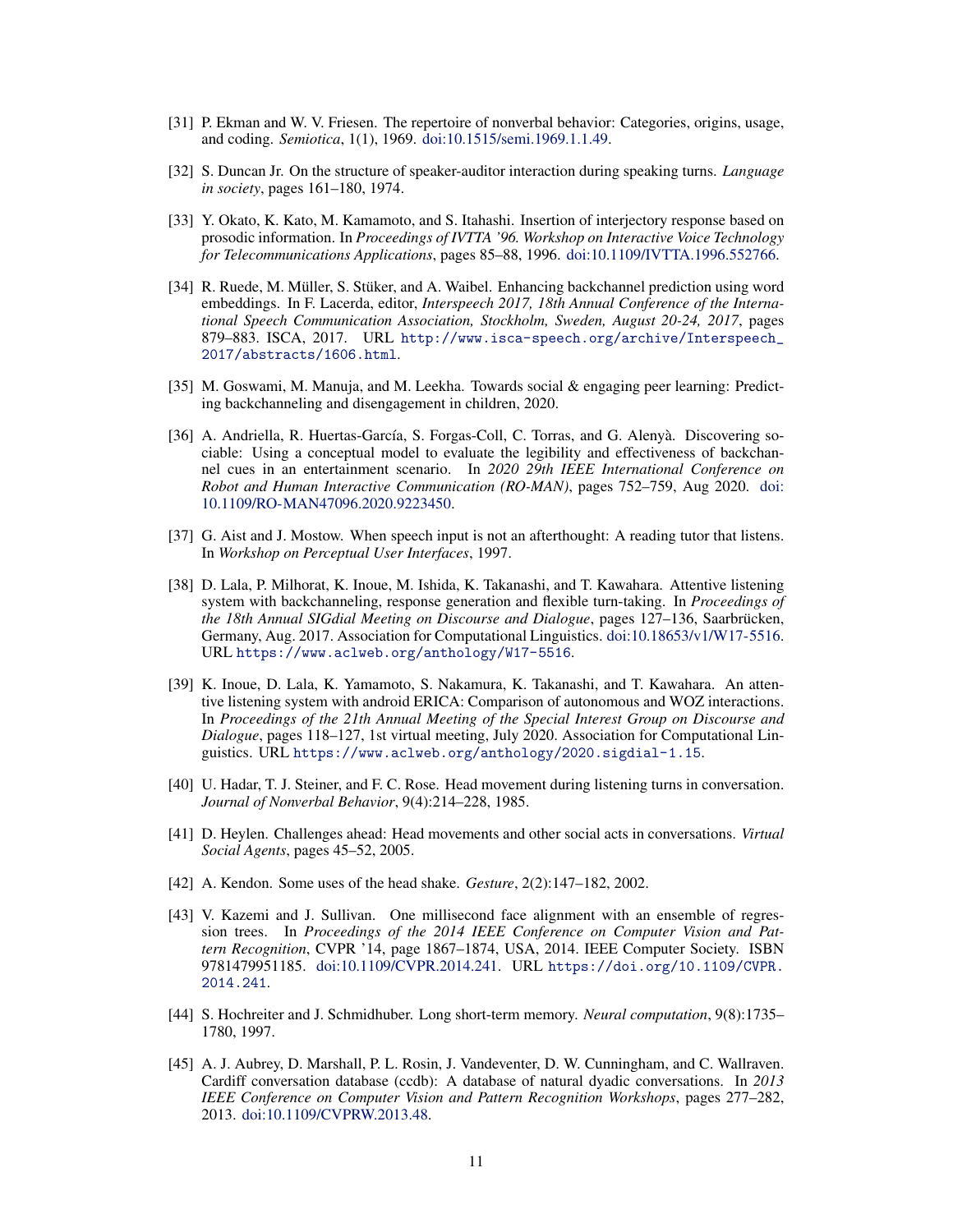[31] P. Ekman and W. V. Friesen. The repertoire of nonverbal behavior: Categories, origins, usage, and coding. *Semiotica*, 1(1), 1969. doi:10.1515/semi.1969.1.1.49.

[32] S. Duncan Jr. On the structure of speaker-auditor interaction during speaking turns. *Language in society*, pages 161–180, 1974.

[33] Y. Okato, K. Kato, M. Kamamoto, and S. Itahashi. Insertion of interjectory response based on prosodic information. In *Proceedings of IVTTA '96. Workshop on Interactive Voice Technology for Telecommunications Applications*, pages 85–88, 1996. doi:10.1109/IVTTA.1996.552766.

[34] R. Ruede, M. Müller, S. Stüker, and A. Waibel. Enhancing backchannel prediction using word embeddings. In F. Lacerda, editor, *Interspeech 2017, 18th Annual Conference of the International Speech Communication Association, Stockholm, Sweden, August 20-24, 2017*, pages 879–883. ISCA, 2017. URL `http://www.isca-speech.org/archive/Interspeech_2017/abstracts/1606.html`.

[35] M. Goswami, M. Manuja, and M. Leekha. Towards social & engaging peer learning: Predicting backchanneling and disengagement in children, 2020.

[36] A. Andriella, R. Huertas-García, S. Forgas-Coll, C. Torras, and G. Alenyà. Discovering sociable: Using a conceptual model to evaluate the legibility and effectiveness of backchannel cues in an entertainment scenario. In *2020 29th IEEE International Conference on Robot and Human Interactive Communication (RO-MAN)*, pages 752–759, Aug 2020. doi:10.1109/RO-MAN47096.2020.9223450.

[37] G. Aist and J. Mostow. When speech input is not an afterthought: A reading tutor that listens. In *Workshop on Perceptual User Interfaces*, 1997.

[38] D. Lala, P. Milhorat, K. Inoue, M. Ishida, K. Takanashi, and T. Kawahara. Attentive listening system with backchanneling, response generation and flexible turn-taking. In *Proceedings of the 18th Annual SIGdial Meeting on Discourse and Dialogue*, pages 127–136, Saarbrücken, Germany, Aug. 2017. Association for Computational Linguistics. doi:10.18653/v1/W17-5516. URL `https://www.aclweb.org/anthology/W17-5516`.

[39] K. Inoue, D. Lala, K. Yamamoto, S. Nakamura, K. Takanashi, and T. Kawahara. An attentive listening system with android ERICA: Comparison of autonomous and WOZ interactions. In *Proceedings of the 21th Annual Meeting of the Special Interest Group on Discourse and Dialogue*, pages 118–127, 1st virtual meeting, July 2020. Association for Computational Linguistics. URL `https://www.aclweb.org/anthology/2020.sigdial-1.15`.

[40] U. Hadar, T. J. Steiner, and F. C. Rose. Head movement during listening turns in conversation. *Journal of Nonverbal Behavior*, 9(4):214–228, 1985.

[41] D. Heylen. Challenges ahead: Head movements and other social acts in conversations. *Virtual Social Agents*, pages 45–52, 2005.

[42] A. Kendon. Some uses of the head shake. *Gesture*, 2(2):147–182, 2002.

[43] V. Kazemi and J. Sullivan. One millisecond face alignment with an ensemble of regression trees. In *Proceedings of the 2014 IEEE Conference on Computer Vision and Pattern Recognition*, CVPR '14, page 1867–1874, USA, 2014. IEEE Computer Society. ISBN 9781479951185. doi:10.1109/CVPR.2014.241. URL `https://doi.org/10.1109/CVPR.2014.241`.

[44] S. Hochreiter and J. Schmidhuber. Long short-term memory. *Neural computation*, 9(8):1735–1780, 1997.

[45] A. J. Aubrey, D. Marshall, P. L. Rosin, J. Vandeventer, D. W. Cunningham, and C. Wallraven. Cardiff conversation database (ccdb): A database of natural dyadic conversations. In *2013 IEEE Conference on Computer Vision and Pattern Recognition Workshops*, pages 277–282, 2013. doi:10.1109/CVPRW.2013.48.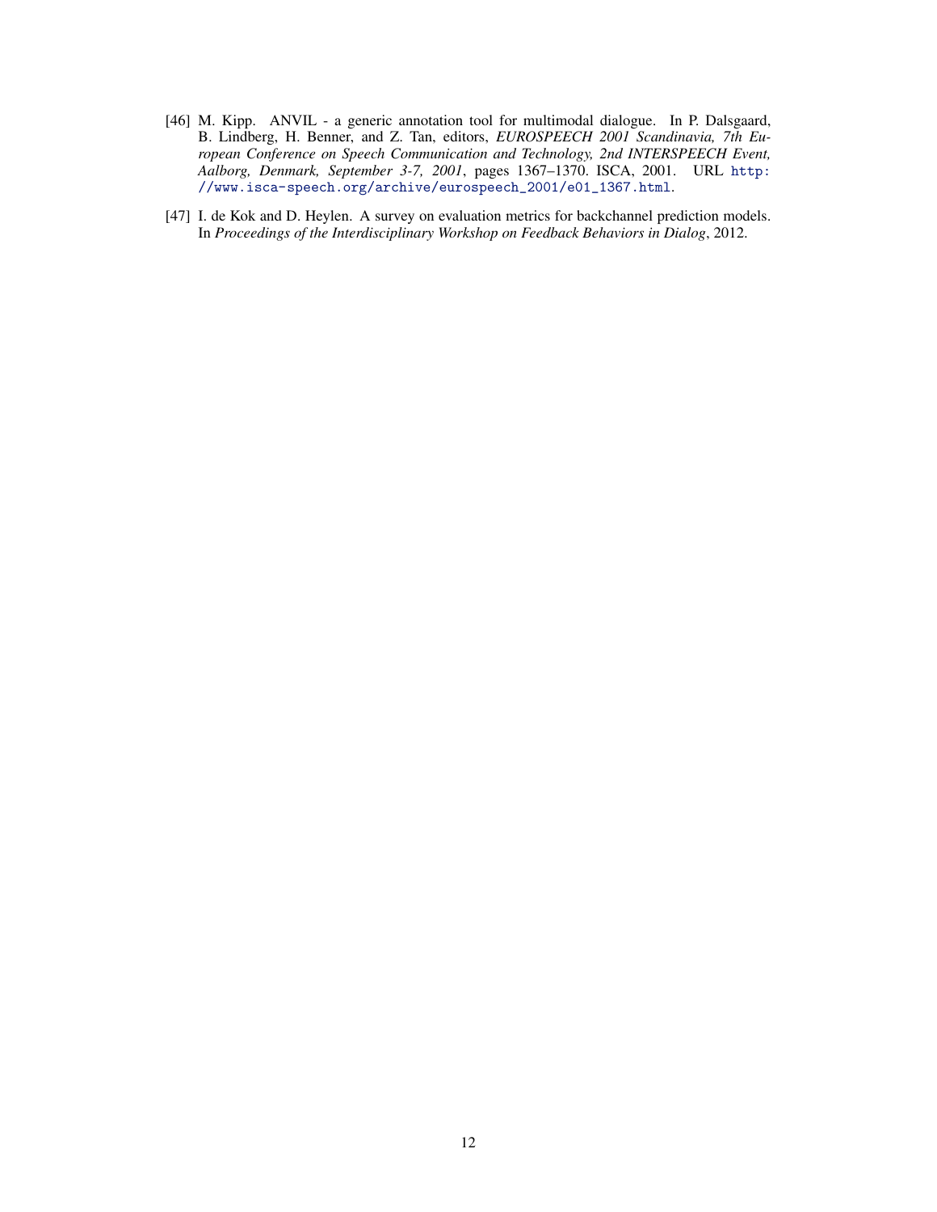[46] M. Kipp. ANVIL - a generic annotation tool for multimodal dialogue. In P. Dalsgaard, B. Lindberg, H. Benner, and Z. Tan, editors, *EUROSPEECH 2001 Scandinavia, 7th European Conference on Speech Communication and Technology, 2nd INTERSPEECH Event, Aalborg, Denmark, September 3-7, 2001*, pages 1367–1370. ISCA, 2001. URL http://www.isca-speech.org/archive/eurospeech_2001/e01_1367.html.

[47] I. de Kok and D. Heylen. A survey on evaluation metrics for backchannel prediction models. In *Proceedings of the Interdisciplinary Workshop on Feedback Behaviors in Dialog*, 2012.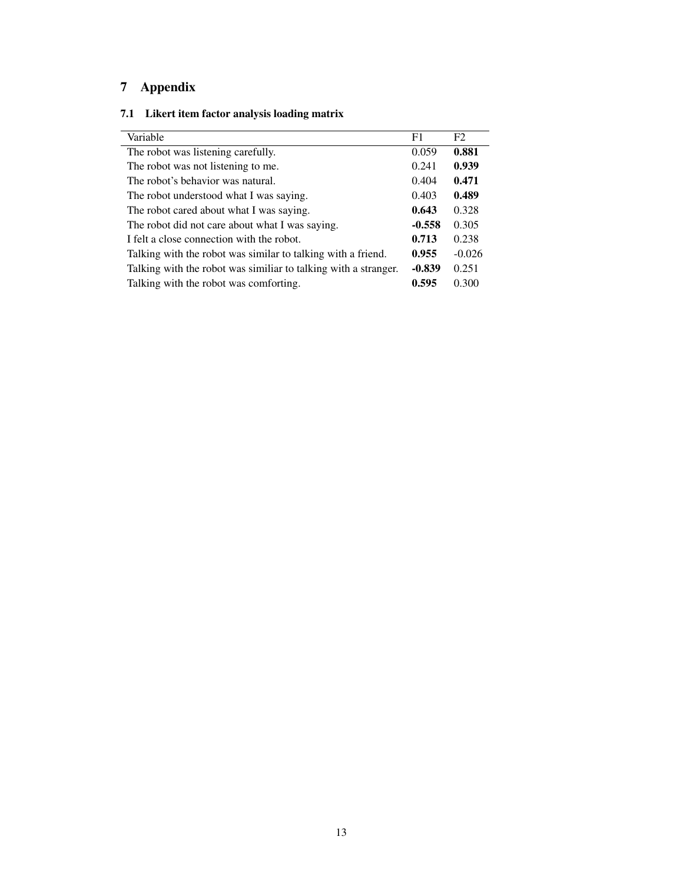# 7 Appendix

## 7.1 Likert item factor analysis loading matrix

| Variable | F1 | F2 |
|---|---|---|
| The robot was listening carefully. | 0.059 | **0.881** |
| The robot was not listening to me. | 0.241 | **0.939** |
| The robot's behavior was natural. | 0.404 | **0.471** |
| The robot understood what I was saying. | 0.403 | **0.489** |
| The robot cared about what I was saying. | **0.643** | 0.328 |
| The robot did not care about what I was saying. | **-0.558** | 0.305 |
| I felt a close connection with the robot. | **0.713** | 0.238 |
| Talking with the robot was similar to talking with a friend. | **0.955** | -0.026 |
| Talking with the robot was similiar to talking with a stranger. | **-0.839** | 0.251 |
| Talking with the robot was comforting. | **0.595** | 0.300 |